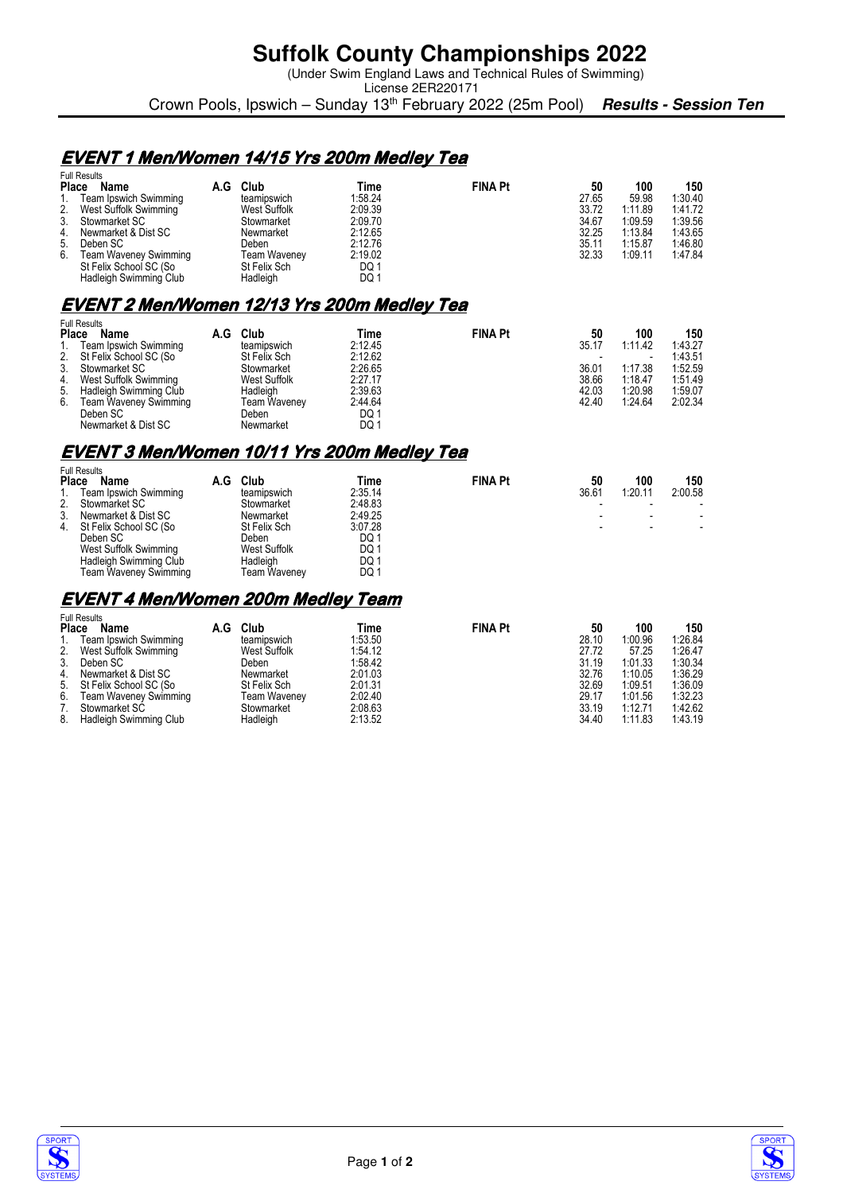# Suffolk County Championships 2022

(Under Swim England Laws and Technical Rules of Swimming)
License 2ER220171

Crown Pools, Ipswich – Sunday 13th February 2022 (25m Pool) ***Results - Session Ten***

## EVENT 1 Men/Women 14/15 Yrs 200m Medley Tea

Full Results

| Place | Name | A.G | Club | Time | FINA Pt | 50 | 100 | 150 |
|---|---|---|---|---|---|---|---|---|
| 1. | Team Ipswich Swimming | | teamipswich | 1:58.24 | | 27.65 | 59.98 | 1:30.40 |
| 2. | West Suffolk Swimming | | West Suffolk | 2:09.39 | | 33.72 | 1:11.89 | 1:41.72 |
| 3. | Stowmarket SC | | Stowmarket | 2:09.70 | | 34.67 | 1:09.59 | 1:39.56 |
| 4. | Newmarket & Dist SC | | Newmarket | 2:12.65 | | 32.25 | 1:13.84 | 1:43.65 |
| 5. | Deben SC | | Deben | 2:12.76 | | 35.11 | 1:15.87 | 1:46.80 |
| 6. | Team Waveney Swimming | | Team Waveney | 2:19.02 | | 32.33 | 1:09.11 | 1:47.84 |
| | St Felix School SC (So | | St Felix Sch | DQ 1 | | | | |
| | Hadleigh Swimming Club | | Hadleigh | DQ 1 | | | | |

## EVENT 2 Men/Women 12/13 Yrs 200m Medley Tea

Full Results

| Place | Name | A.G | Club | Time | FINA Pt | 50 | 100 | 150 |
|---|---|---|---|---|---|---|---|---|
| 1. | Team Ipswich Swimming | | teamipswich | 2:12.45 | | 35.17 | 1:11.42 | 1:43.27 |
| 2. | St Felix School SC (So | | St Felix Sch | 2:12.62 | | - | - | 1:43.51 |
| 3. | Stowmarket SC | | Stowmarket | 2:26.65 | | 36.01 | 1:17.38 | 1:52.59 |
| 4. | West Suffolk Swimming | | West Suffolk | 2:27.17 | | 38.66 | 1:18.47 | 1:51.49 |
| 5. | Hadleigh Swimming Club | | Hadleigh | 2:39.63 | | 42.03 | 1:20.98 | 1:59.07 |
| 6. | Team Waveney Swimming | | Team Waveney | 2:44.64 | | 42.40 | 1:24.64 | 2:02.34 |
| | Deben SC | | Deben | DQ 1 | | | | |
| | Newmarket & Dist SC | | Newmarket | DQ 1 | | | | |

## EVENT 3 Men/Women 10/11 Yrs 200m Medley Tea

Full Results

| Place | Name | A.G | Club | Time | FINA Pt | 50 | 100 | 150 |
|---|---|---|---|---|---|---|---|---|
| 1. | Team Ipswich Swimming | | teamipswich | 2:35.14 | | 36.61 | 1:20.11 | 2:00.58 |
| 2. | Stowmarket SC | | Stowmarket | 2:48.83 | | - | - | - |
| 3. | Newmarket & Dist SC | | Newmarket | 2:49.25 | | - | - | - |
| 4. | St Felix School SC (So | | St Felix Sch | 3:07.28 | | - | - | - |
| | Deben SC | | Deben | DQ 1 | | | | |
| | West Suffolk Swimming | | West Suffolk | DQ 1 | | | | |
| | Hadleigh Swimming Club | | Hadleigh | DQ 1 | | | | |
| | Team Waveney Swimming | | Team Waveney | DQ 1 | | | | |

## EVENT 4 Men/Women 200m Medley Team

Full Results

| Place | Name | A.G | Club | Time | FINA Pt | 50 | 100 | 150 |
|---|---|---|---|---|---|---|---|---|
| 1. | Team Ipswich Swimming | | teamipswich | 1:53.50 | | 28.10 | 1:00.96 | 1:26.84 |
| 2. | West Suffolk Swimming | | West Suffolk | 1:54.12 | | 27.72 | 57.25 | 1:26.47 |
| 3. | Deben SC | | Deben | 1:58.42 | | 31.19 | 1:01.33 | 1:30.34 |
| 4. | Newmarket & Dist SC | | Newmarket | 2:01.03 | | 32.76 | 1:10.05 | 1:36.29 |
| 5. | St Felix School SC (So | | St Felix Sch | 2:01.31 | | 32.69 | 1:09.51 | 1:36.09 |
| 6. | Team Waveney Swimming | | Team Waveney | 2:02.40 | | 29.17 | 1:01.56 | 1:32.23 |
| 7. | Stowmarket SC | | Stowmarket | 2:08.63 | | 33.19 | 1:12.71 | 1:42.62 |
| 8. | Hadleigh Swimming Club | | Hadleigh | 2:13.52 | | 34.40 | 1:11.83 | 1:43.19 |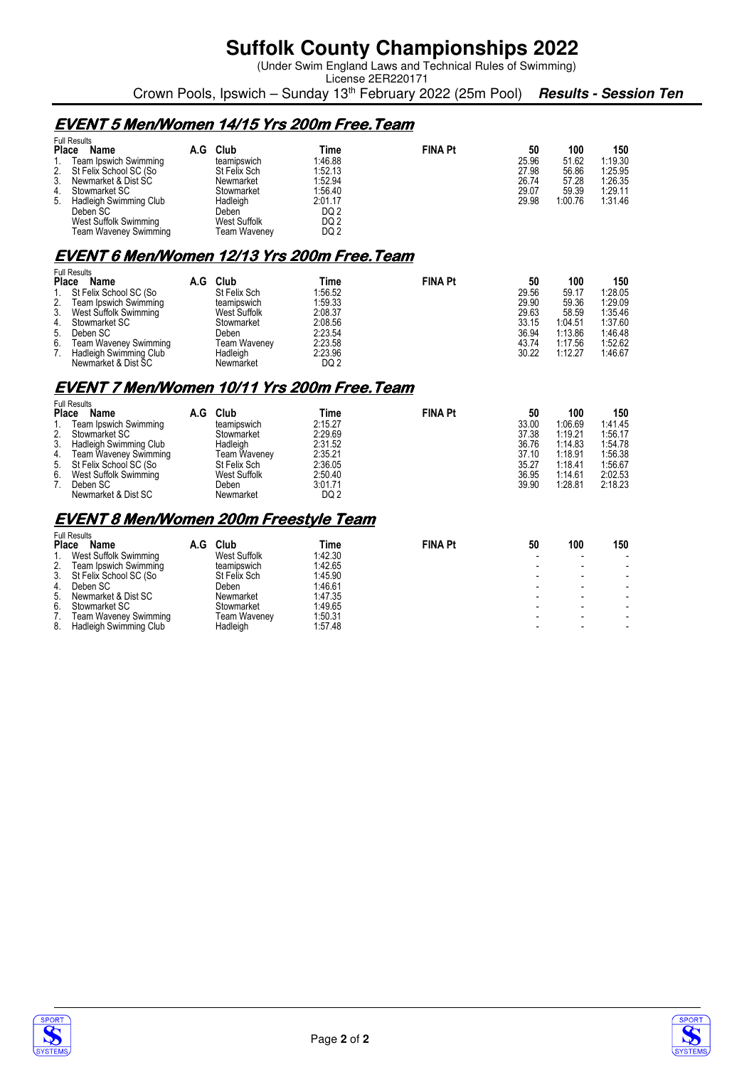# Suffolk County Championships 2022

(Under Swim England Laws and Technical Rules of Swimming)
License 2ER220171

Crown Pools, Ipswich – Sunday 13th February 2022 (25m Pool) ***Results - Session Ten***

## EVENT 5 Men/Women 14/15 Yrs 200m Free.Team

Full Results

| Place | Name | A.G | Club | Time | FINA Pt | 50 | 100 | 150 |
|---|---|---|---|---|---|---|---|---|
| 1. | Team Ipswich Swimming | | teamipswich | 1:46.88 | | 25.96 | 51.62 | 1:19.30 |
| 2. | St Felix School SC (So | | St Felix Sch | 1:52.13 | | 27.98 | 56.86 | 1:25.95 |
| 3. | Newmarket & Dist SC | | Newmarket | 1:52.94 | | 26.74 | 57.28 | 1:26.35 |
| 4. | Stowmarket SC | | Stowmarket | 1:56.40 | | 29.07 | 59.39 | 1:29.11 |
| 5. | Hadleigh Swimming Club | | Hadleigh | 2:01.17 | | 29.98 | 1:00.76 | 1:31.46 |
| | Deben SC | | Deben | DQ 2 | | | | |
| | West Suffolk Swimming | | West Suffolk | DQ 2 | | | | |
| | Team Waveney Swimming | | Team Waveney | DQ 2 | | | | |

## EVENT 6 Men/Women 12/13 Yrs 200m Free.Team

Full Results

| Place | Name | A.G | Club | Time | FINA Pt | 50 | 100 | 150 |
|---|---|---|---|---|---|---|---|---|
| 1. | St Felix School SC (So | | St Felix Sch | 1:56.52 | | 29.56 | 59.17 | 1:28.05 |
| 2. | Team Ipswich Swimming | | teamipswich | 1:59.33 | | 29.90 | 59.36 | 1:29.09 |
| 3. | West Suffolk Swimming | | West Suffolk | 2:08.37 | | 29.63 | 58.59 | 1:35.46 |
| 4. | Stowmarket SC | | Stowmarket | 2:08.56 | | 33.15 | 1:04.51 | 1:37.60 |
| 5. | Deben SC | | Deben | 2:23.54 | | 36.94 | 1:13.86 | 1:46.48 |
| 6. | Team Waveney Swimming | | Team Waveney | 2:23.58 | | 43.74 | 1:17.56 | 1:52.62 |
| 7. | Hadleigh Swimming Club | | Hadleigh | 2:23.96 | | 30.22 | 1:12.27 | 1:46.67 |
| | Newmarket & Dist SC | | Newmarket | DQ 2 | | | | |

## EVENT 7 Men/Women 10/11 Yrs 200m Free.Team

Full Results

| Place | Name | A.G | Club | Time | FINA Pt | 50 | 100 | 150 |
|---|---|---|---|---|---|---|---|---|
| 1. | Team Ipswich Swimming | | teamipswich | 2:15.27 | | 33.00 | 1:06.69 | 1:41.45 |
| 2. | Stowmarket SC | | Stowmarket | 2:29.69 | | 37.38 | 1:19.21 | 1:56.17 |
| 3. | Hadleigh Swimming Club | | Hadleigh | 2:31.52 | | 36.76 | 1:14.83 | 1:54.78 |
| 4. | Team Waveney Swimming | | Team Waveney | 2:35.21 | | 37.10 | 1:18.91 | 1:56.38 |
| 5. | St Felix School SC (So | | St Felix Sch | 2:36.05 | | 35.27 | 1:18.41 | 1:56.67 |
| 6. | West Suffolk Swimming | | West Suffolk | 2:50.40 | | 36.95 | 1:14.61 | 2:02.53 |
| 7. | Deben SC | | Deben | 3:01.71 | | 39.90 | 1:28.81 | 2:18.23 |
| | Newmarket & Dist SC | | Newmarket | DQ 2 | | | | |

## EVENT 8 Men/Women 200m Freestyle Team

Full Results

| Place | Name | A.G | Club | Time | FINA Pt | 50 | 100 | 150 |
|---|---|---|---|---|---|---|---|---|
| 1. | West Suffolk Swimming | | West Suffolk | 1:42.30 | | - | - | - |
| 2. | Team Ipswich Swimming | | teamipswich | 1:42.65 | | - | - | - |
| 3. | St Felix School SC (So | | St Felix Sch | 1:45.90 | | - | - | - |
| 4. | Deben SC | | Deben | 1:46.61 | | - | - | - |
| 5. | Newmarket & Dist SC | | Newmarket | 1:47.35 | | - | - | - |
| 6. | Stowmarket SC | | Stowmarket | 1:49.65 | | - | - | - |
| 7. | Team Waveney Swimming | | Team Waveney | 1:50.31 | | - | - | - |
| 8. | Hadleigh Swimming Club | | Hadleigh | 1:57.48 | | - | - | - |